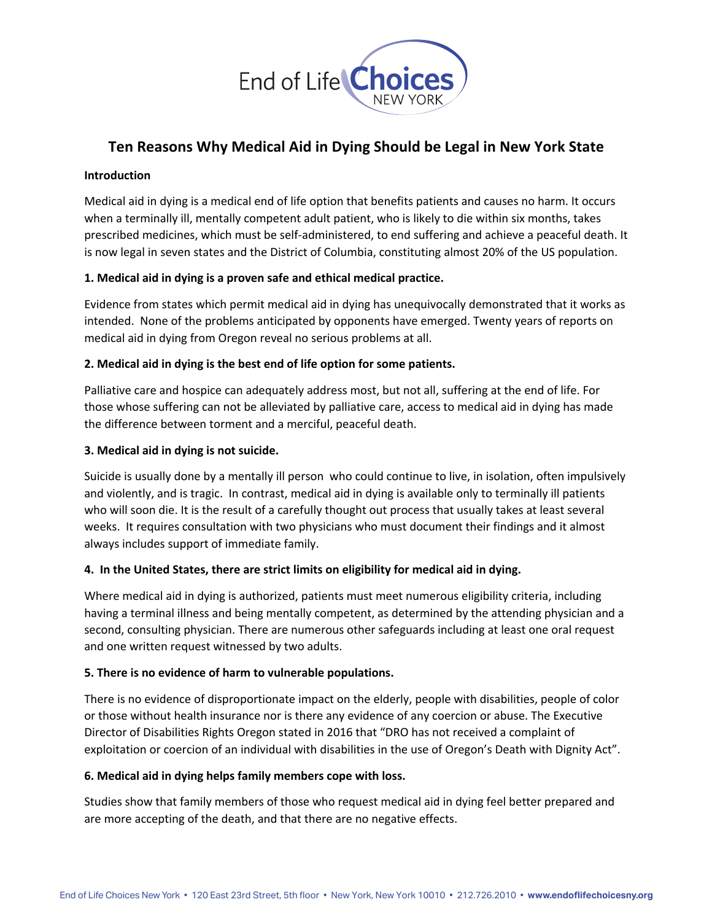End of Life **Choices** NEW YORK

# Ten Reasons Why Medical Aid in Dying Should be Legal in New York State

**Introduction**

Medical aid in dying is a medical end of life option that benefits patients and causes no harm. It occurs when a terminally ill, mentally competent adult patient, who is likely to die within six months, takes prescribed medicines, which must be self-administered, to end suffering and achieve a peaceful death. It is now legal in seven states and the District of Columbia, constituting almost 20% of the US population.

**1. Medical aid in dying is a proven safe and ethical medical practice.**

Evidence from states which permit medical aid in dying has unequivocally demonstrated that it works as intended. None of the problems anticipated by opponents have emerged. Twenty years of reports on medical aid in dying from Oregon reveal no serious problems at all.

**2. Medical aid in dying is the best end of life option for some patients.**

Palliative care and hospice can adequately address most, but not all, suffering at the end of life. For those whose suffering can not be alleviated by palliative care, access to medical aid in dying has made the difference between torment and a merciful, peaceful death.

**3. Medical aid in dying is not suicide.**

Suicide is usually done by a mentally ill person who could continue to live, in isolation, often impulsively and violently, and is tragic. In contrast, medical aid in dying is available only to terminally ill patients who will soon die. It is the result of a carefully thought out process that usually takes at least several weeks. It requires consultation with two physicians who must document their findings and it almost always includes support of immediate family.

**4. In the United States, there are strict limits on eligibility for medical aid in dying.**

Where medical aid in dying is authorized, patients must meet numerous eligibility criteria, including having a terminal illness and being mentally competent, as determined by the attending physician and a second, consulting physician. There are numerous other safeguards including at least one oral request and one written request witnessed by two adults.

**5. There is no evidence of harm to vulnerable populations.**

There is no evidence of disproportionate impact on the elderly, people with disabilities, people of color or those without health insurance nor is there any evidence of any coercion or abuse. The Executive Director of Disabilities Rights Oregon stated in 2016 that "DRO has not received a complaint of exploitation or coercion of an individual with disabilities in the use of Oregon's Death with Dignity Act".

**6. Medical aid in dying helps family members cope with loss.**

Studies show that family members of those who request medical aid in dying feel better prepared and are more accepting of the death, and that there are no negative effects.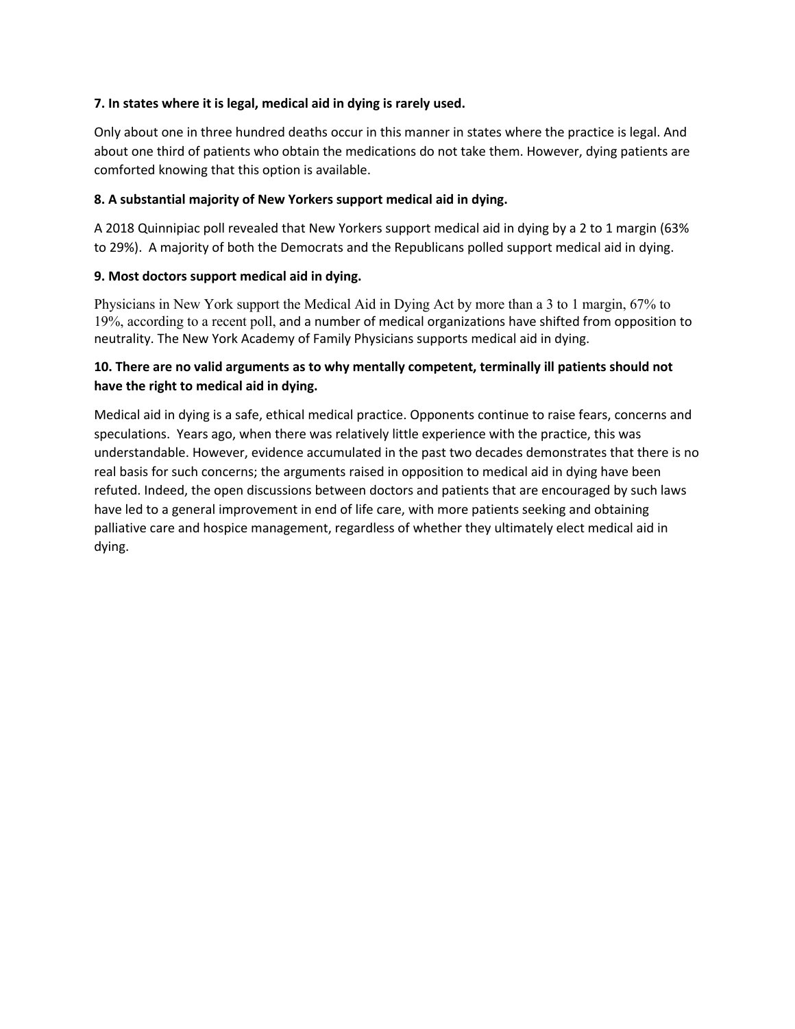**7. In states where it is legal, medical aid in dying is rarely used.**

Only about one in three hundred deaths occur in this manner in states where the practice is legal. And about one third of patients who obtain the medications do not take them. However, dying patients are comforted knowing that this option is available.

**8. A substantial majority of New Yorkers support medical aid in dying.**

A 2018 Quinnipiac poll revealed that New Yorkers support medical aid in dying by a 2 to 1 margin (63% to 29%). A majority of both the Democrats and the Republicans polled support medical aid in dying.

**9. Most doctors support medical aid in dying.**

Physicians in New York support the Medical Aid in Dying Act by more than a 3 to 1 margin, 67% to 19%, according to a recent poll, and a number of medical organizations have shifted from opposition to neutrality. The New York Academy of Family Physicians supports medical aid in dying.

**10. There are no valid arguments as to why mentally competent, terminally ill patients should not have the right to medical aid in dying.**

Medical aid in dying is a safe, ethical medical practice. Opponents continue to raise fears, concerns and speculations. Years ago, when there was relatively little experience with the practice, this was understandable. However, evidence accumulated in the past two decades demonstrates that there is no real basis for such concerns; the arguments raised in opposition to medical aid in dying have been refuted. Indeed, the open discussions between doctors and patients that are encouraged by such laws have led to a general improvement in end of life care, with more patients seeking and obtaining palliative care and hospice management, regardless of whether they ultimately elect medical aid in dying.